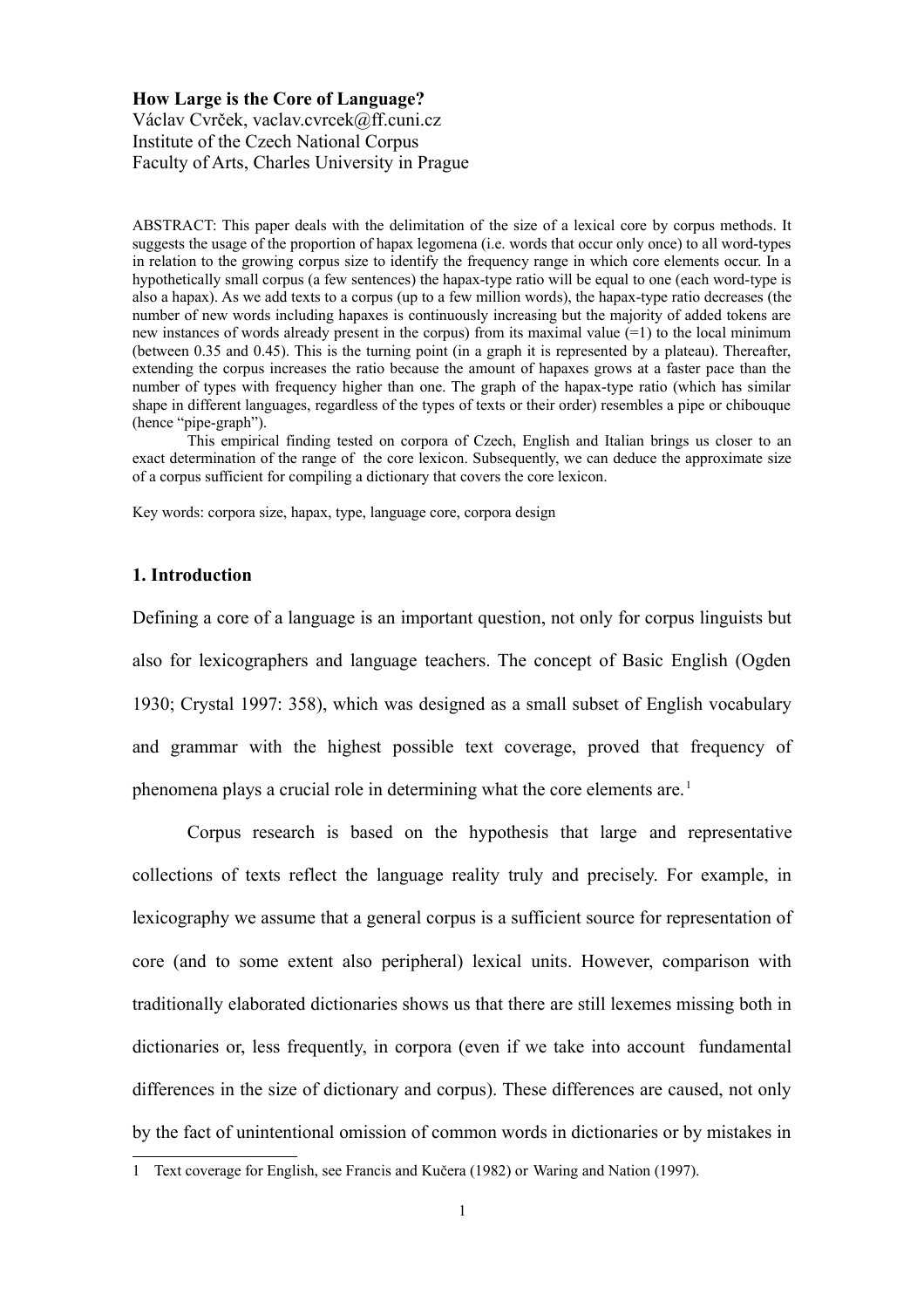**How Large is the Core of Language?**
Václav Cvrček, vaclav.cvrcek@ff.cuni.cz
Institute of the Czech National Corpus
Faculty of Arts, Charles University in Prague

ABSTRACT: This paper deals with the delimitation of the size of a lexical core by corpus methods. It suggests the usage of the proportion of hapax legomena (i.e. words that occur only once) to all word-types in relation to the growing corpus size to identify the frequency range in which core elements occur. In a hypothetically small corpus (a few sentences) the hapax-type ratio will be equal to one (each word-type is also a hapax). As we add texts to a corpus (up to a few million words), the hapax-type ratio decreases (the number of new words including hapaxes is continuously increasing but the majority of added tokens are new instances of words already present in the corpus) from its maximal value (=1) to the local minimum (between 0.35 and 0.45). This is the turning point (in a graph it is represented by a plateau). Thereafter, extending the corpus increases the ratio because the amount of hapaxes grows at a faster pace than the number of types with frequency higher than one. The graph of the hapax-type ratio (which has similar shape in different languages, regardless of the types of texts or their order) resembles a pipe or chibouque (hence "pipe-graph").

This empirical finding tested on corpora of Czech, English and Italian brings us closer to an exact determination of the range of the core lexicon. Subsequently, we can deduce the approximate size of a corpus sufficient for compiling a dictionary that covers the core lexicon.

Key words: corpora size, hapax, type, language core, corpora design

## 1. Introduction

Defining a core of a language is an important question, not only for corpus linguists but also for lexicographers and language teachers. The concept of Basic English (Ogden 1930; Crystal 1997: 358), which was designed as a small subset of English vocabulary and grammar with the highest possible text coverage, proved that frequency of phenomena plays a crucial role in determining what the core elements are.[1]

Corpus research is based on the hypothesis that large and representative collections of texts reflect the language reality truly and precisely. For example, in lexicography we assume that a general corpus is a sufficient source for representation of core (and to some extent also peripheral) lexical units. However, comparison with traditionally elaborated dictionaries shows us that there are still lexemes missing both in dictionaries or, less frequently, in corpora (even if we take into account fundamental differences in the size of dictionary and corpus). These differences are caused, not only by the fact of unintentional omission of common words in dictionaries or by mistakes in

[1] Text coverage for English, see Francis and Kučera (1982) or Waring and Nation (1997).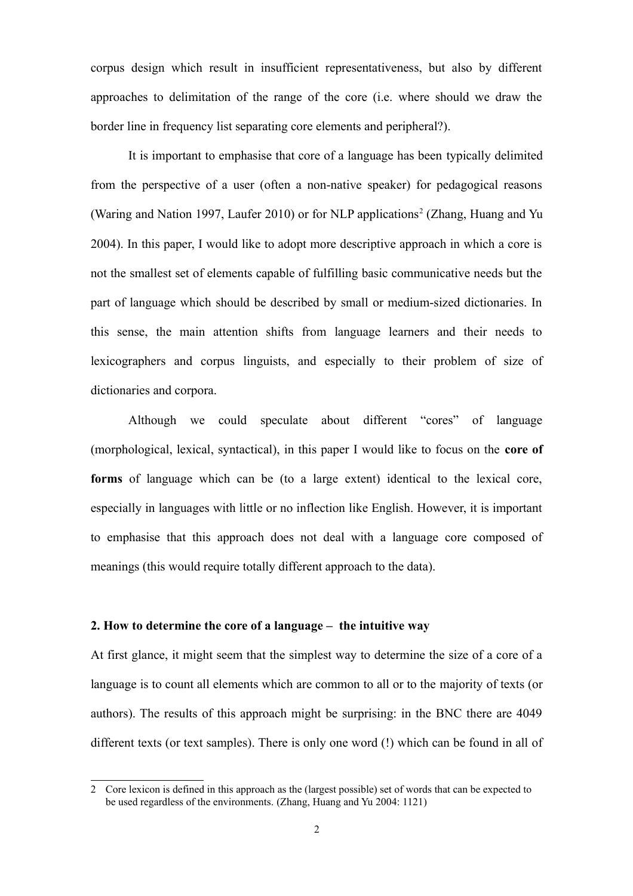corpus design which result in insufficient representativeness, but also by different approaches to delimitation of the range of the core (i.e. where should we draw the border line in frequency list separating core elements and peripheral?).

It is important to emphasise that core of a language has been typically delimited from the perspective of a user (often a non-native speaker) for pedagogical reasons (Waring and Nation 1997, Laufer 2010) or for NLP applications[2] (Zhang, Huang and Yu 2004). In this paper, I would like to adopt more descriptive approach in which a core is not the smallest set of elements capable of fulfilling basic communicative needs but the part of language which should be described by small or medium-sized dictionaries. In this sense, the main attention shifts from language learners and their needs to lexicographers and corpus linguists, and especially to their problem of size of dictionaries and corpora.

Although we could speculate about different "cores" of language (morphological, lexical, syntactical), in this paper I would like to focus on the **core of forms** of language which can be (to a large extent) identical to the lexical core, especially in languages with little or no inflection like English. However, it is important to emphasise that this approach does not deal with a language core composed of meanings (this would require totally different approach to the data).

## 2. How to determine the core of a language – the intuitive way

At first glance, it might seem that the simplest way to determine the size of a core of a language is to count all elements which are common to all or to the majority of texts (or authors). The results of this approach might be surprising: in the BNC there are 4049 different texts (or text samples). There is only one word (!) which can be found in all of

---

[2] Core lexicon is defined in this approach as the (largest possible) set of words that can be expected to be used regardless of the environments. (Zhang, Huang and Yu 2004: 1121)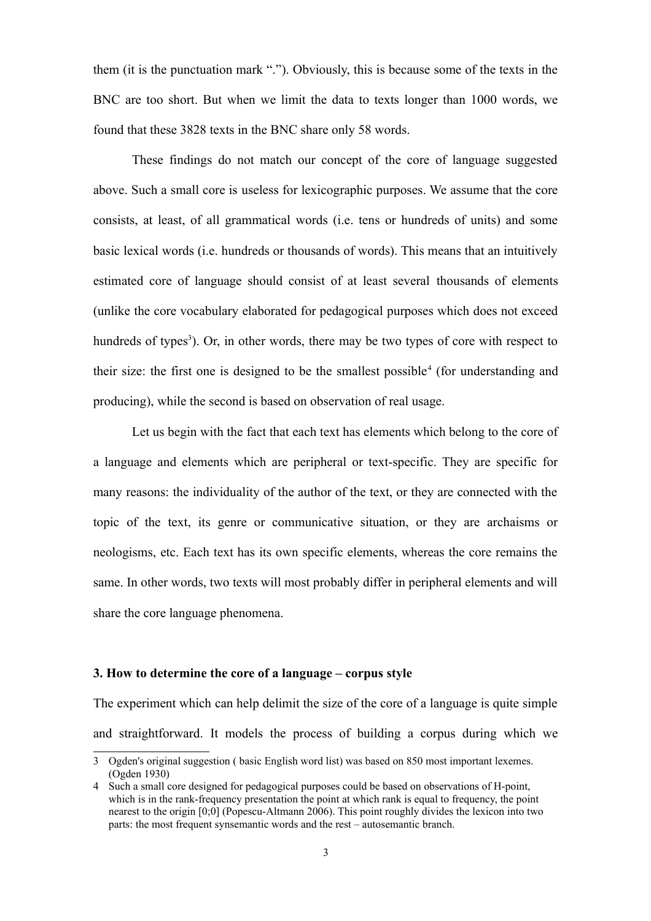them (it is the punctuation mark "."). Obviously, this is because some of the texts in the BNC are too short. But when we limit the data to texts longer than 1000 words, we found that these 3828 texts in the BNC share only 58 words.

These findings do not match our concept of the core of language suggested above. Such a small core is useless for lexicographic purposes. We assume that the core consists, at least, of all grammatical words (i.e. tens or hundreds of units) and some basic lexical words (i.e. hundreds or thousands of words). This means that an intuitively estimated core of language should consist of at least several thousands of elements (unlike the core vocabulary elaborated for pedagogical purposes which does not exceed hundreds of types[3]). Or, in other words, there may be two types of core with respect to their size: the first one is designed to be the smallest possible[4] (for understanding and producing), while the second is based on observation of real usage.

Let us begin with the fact that each text has elements which belong to the core of a language and elements which are peripheral or text-specific. They are specific for many reasons: the individuality of the author of the text, or they are connected with the topic of the text, its genre or communicative situation, or they are archaisms or neologisms, etc. Each text has its own specific elements, whereas the core remains the same. In other words, two texts will most probably differ in peripheral elements and will share the core language phenomena.

### 3. How to determine the core of a language – corpus style

The experiment which can help delimit the size of the core of a language is quite simple and straightforward. It models the process of building a corpus during which we

---

3 Ogden's original suggestion ( basic English word list) was based on 850 most important lexemes. (Ogden 1930)

4 Such a small core designed for pedagogical purposes could be based on observations of H-point, which is in the rank-frequency presentation the point at which rank is equal to frequency, the point nearest to the origin [0;0] (Popescu-Altmann 2006). This point roughly divides the lexicon into two parts: the most frequent synsemantic words and the rest – autosemantic branch.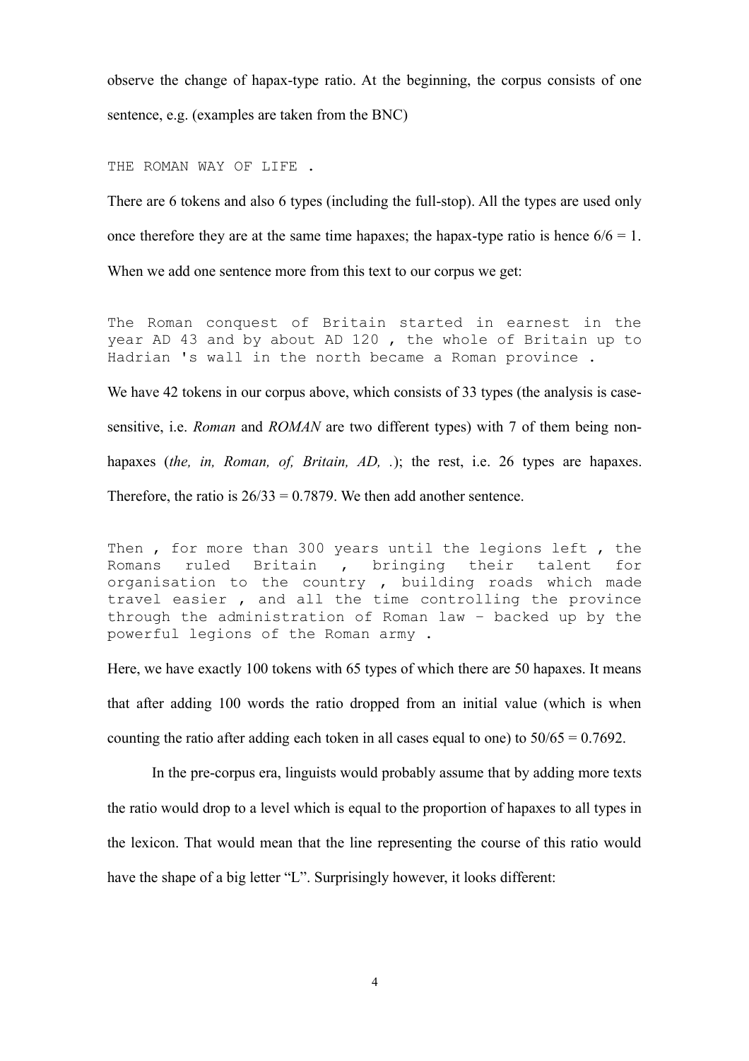observe the change of hapax-type ratio. At the beginning, the corpus consists of one sentence, e.g. (examples are taken from the BNC)

```
THE ROMAN WAY OF LIFE .
```

There are 6 tokens and also 6 types (including the full-stop). All the types are used only once therefore they are at the same time hapaxes; the hapax-type ratio is hence $6/6 = 1$. When we add one sentence more from this text to our corpus we get:

```
The Roman conquest of Britain started in earnest in the
year AD 43 and by about AD 120 , the whole of Britain up to
Hadrian 's wall in the north became a Roman province .
```

We have 42 tokens in our corpus above, which consists of 33 types (the analysis is case-sensitive, i.e. *Roman* and *ROMAN* are two different types) with 7 of them being non-hapaxes (*the, in, Roman, of, Britain, AD, .*); the rest, i.e. 26 types are hapaxes. Therefore, the ratio is $26/33 = 0.7879$. We then add another sentence.

```
Then , for more than 300 years until the legions left , the
Romans ruled Britain , bringing their talent for
organisation to the country , building roads which made
travel easier , and all the time controlling the province
through the administration of Roman law – backed up by the
powerful legions of the Roman army .
```

Here, we have exactly 100 tokens with 65 types of which there are 50 hapaxes. It means that after adding 100 words the ratio dropped from an initial value (which is when counting the ratio after adding each token in all cases equal to one) to $50/65 = 0.7692$.

In the pre-corpus era, linguists would probably assume that by adding more texts the ratio would drop to a level which is equal to the proportion of hapaxes to all types in the lexicon. That would mean that the line representing the course of this ratio would have the shape of a big letter "L". Surprisingly however, it looks different: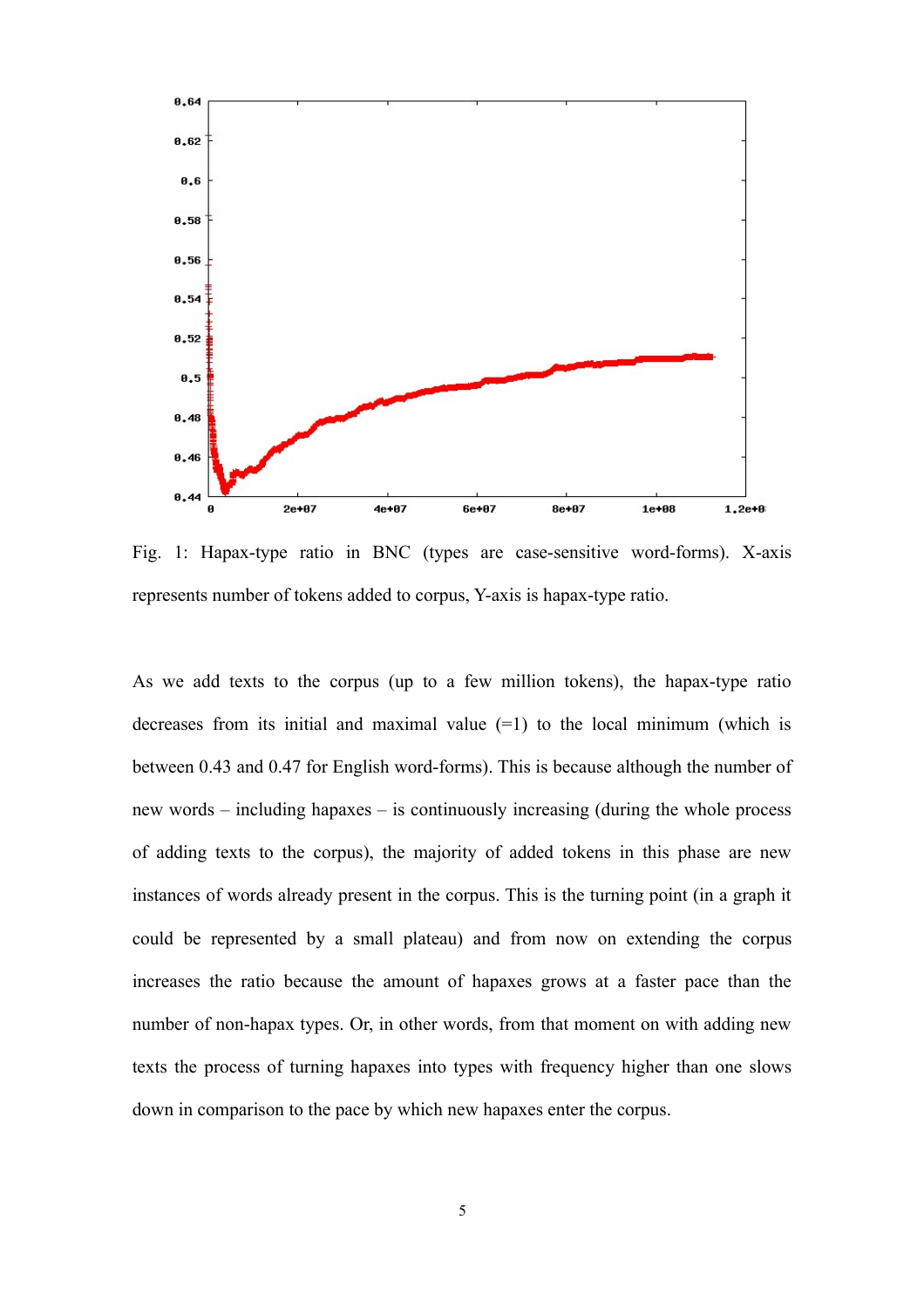Fig. 1: Hapax-type ratio in BNC (types are case-sensitive word-forms). X-axis represents number of tokens added to corpus, Y-axis is hapax-type ratio.

As we add texts to the corpus (up to a few million tokens), the hapax-type ratio decreases from its initial and maximal value (=1) to the local minimum (which is between 0.43 and 0.47 for English word-forms). This is because although the number of new words – including hapaxes – is continuously increasing (during the whole process of adding texts to the corpus), the majority of added tokens in this phase are new instances of words already present in the corpus. This is the turning point (in a graph it could be represented by a small plateau) and from now on extending the corpus increases the ratio because the amount of hapaxes grows at a faster pace than the number of non-hapax types. Or, in other words, from that moment on with adding new texts the process of turning hapaxes into types with frequency higher than one slows down in comparison to the pace by which new hapaxes enter the corpus.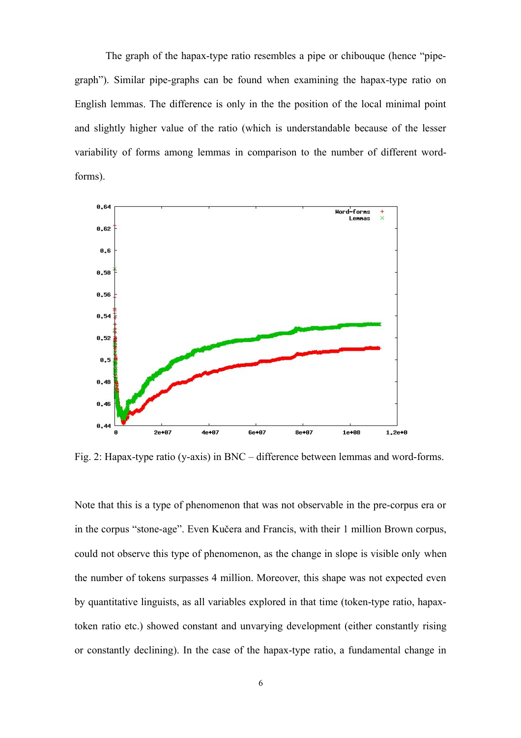The graph of the hapax-type ratio resembles a pipe or chibouque (hence "pipe-graph"). Similar pipe-graphs can be found when examining the hapax-type ratio on English lemmas. The difference is only in the the position of the local minimal point and slightly higher value of the ratio (which is understandable because of the lesser variability of forms among lemmas in comparison to the number of different word-forms).

Fig. 2: Hapax-type ratio (y-axis) in BNC – difference between lemmas and word-forms.

Note that this is a type of phenomenon that was not observable in the pre-corpus era or in the corpus "stone-age". Even Kučera and Francis, with their 1 million Brown corpus, could not observe this type of phenomenon, as the change in slope is visible only when the number of tokens surpasses 4 million. Moreover, this shape was not expected even by quantitative linguists, as all variables explored in that time (token-type ratio, hapax-token ratio etc.) showed constant and unvarying development (either constantly rising or constantly declining). In the case of the hapax-type ratio, a fundamental change in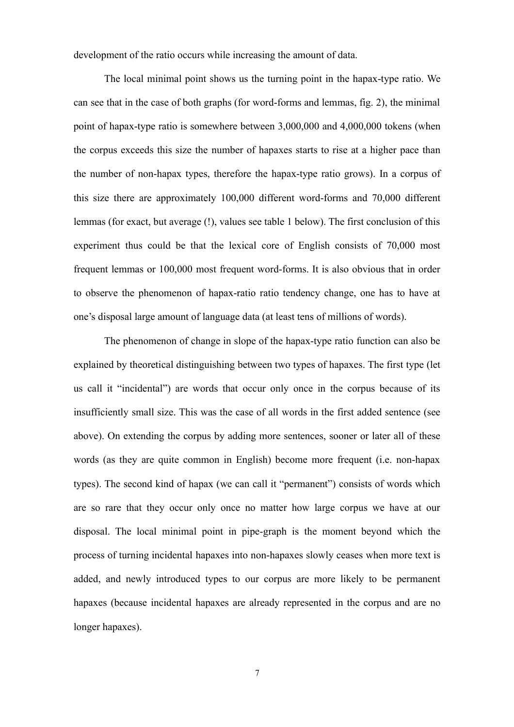development of the ratio occurs while increasing the amount of data.

The local minimal point shows us the turning point in the hapax-type ratio. We can see that in the case of both graphs (for word-forms and lemmas, fig. 2), the minimal point of hapax-type ratio is somewhere between 3,000,000 and 4,000,000 tokens (when the corpus exceeds this size the number of hapaxes starts to rise at a higher pace than the number of non-hapax types, therefore the hapax-type ratio grows). In a corpus of this size there are approximately 100,000 different word-forms and 70,000 different lemmas (for exact, but average (!), values see table 1 below). The first conclusion of this experiment thus could be that the lexical core of English consists of 70,000 most frequent lemmas or 100,000 most frequent word-forms. It is also obvious that in order to observe the phenomenon of hapax-ratio ratio tendency change, one has to have at one's disposal large amount of language data (at least tens of millions of words).

The phenomenon of change in slope of the hapax-type ratio function can also be explained by theoretical distinguishing between two types of hapaxes. The first type (let us call it "incidental") are words that occur only once in the corpus because of its insufficiently small size. This was the case of all words in the first added sentence (see above). On extending the corpus by adding more sentences, sooner or later all of these words (as they are quite common in English) become more frequent (i.e. non-hapax types). The second kind of hapax (we can call it "permanent") consists of words which are so rare that they occur only once no matter how large corpus we have at our disposal. The local minimal point in pipe-graph is the moment beyond which the process of turning incidental hapaxes into non-hapaxes slowly ceases when more text is added, and newly introduced types to our corpus are more likely to be permanent hapaxes (because incidental hapaxes are already represented in the corpus and are no longer hapaxes).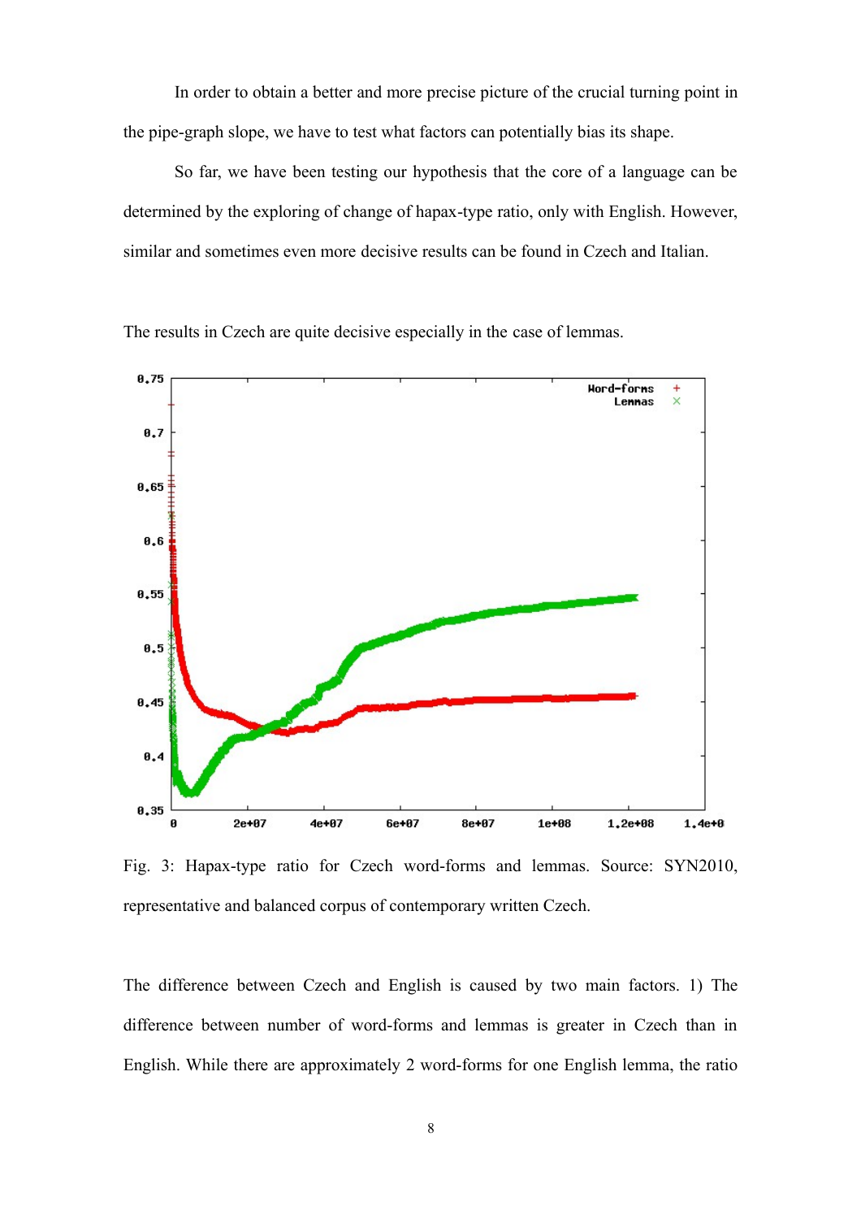In order to obtain a better and more precise picture of the crucial turning point in the pipe-graph slope, we have to test what factors can potentially bias its shape.

So far, we have been testing our hypothesis that the core of a language can be determined by the exploring of change of hapax-type ratio, only with English. However, similar and sometimes even more decisive results can be found in Czech and Italian.

The results in Czech are quite decisive especially in the case of lemmas.

Fig. 3: Hapax-type ratio for Czech word-forms and lemmas. Source: SYN2010, representative and balanced corpus of contemporary written Czech.

The difference between Czech and English is caused by two main factors. 1) The difference between number of word-forms and lemmas is greater in Czech than in English. While there are approximately 2 word-forms for one English lemma, the ratio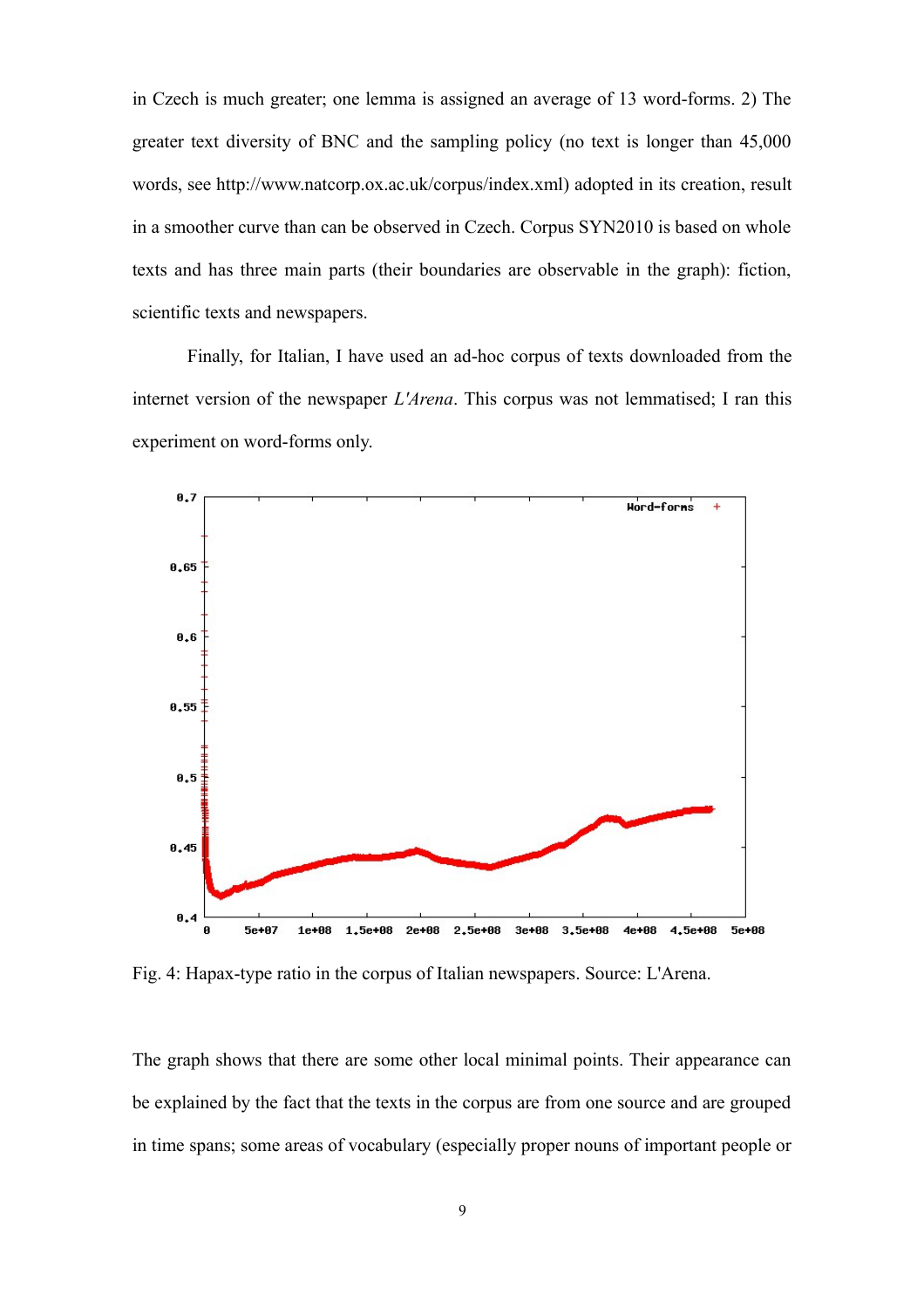in Czech is much greater; one lemma is assigned an average of 13 word-forms. 2) The greater text diversity of BNC and the sampling policy (no text is longer than 45,000 words, see http://www.natcorp.ox.ac.uk/corpus/index.xml) adopted in its creation, result in a smoother curve than can be observed in Czech. Corpus SYN2010 is based on whole texts and has three main parts (their boundaries are observable in the graph): fiction, scientific texts and newspapers.

Finally, for Italian, I have used an ad-hoc corpus of texts downloaded from the internet version of the newspaper *L'Arena*. This corpus was not lemmatised; I ran this experiment on word-forms only.

Fig. 4: Hapax-type ratio in the corpus of Italian newspapers. Source: L'Arena.

The graph shows that there are some other local minimal points. Their appearance can be explained by the fact that the texts in the corpus are from one source and are grouped in time spans; some areas of vocabulary (especially proper nouns of important people or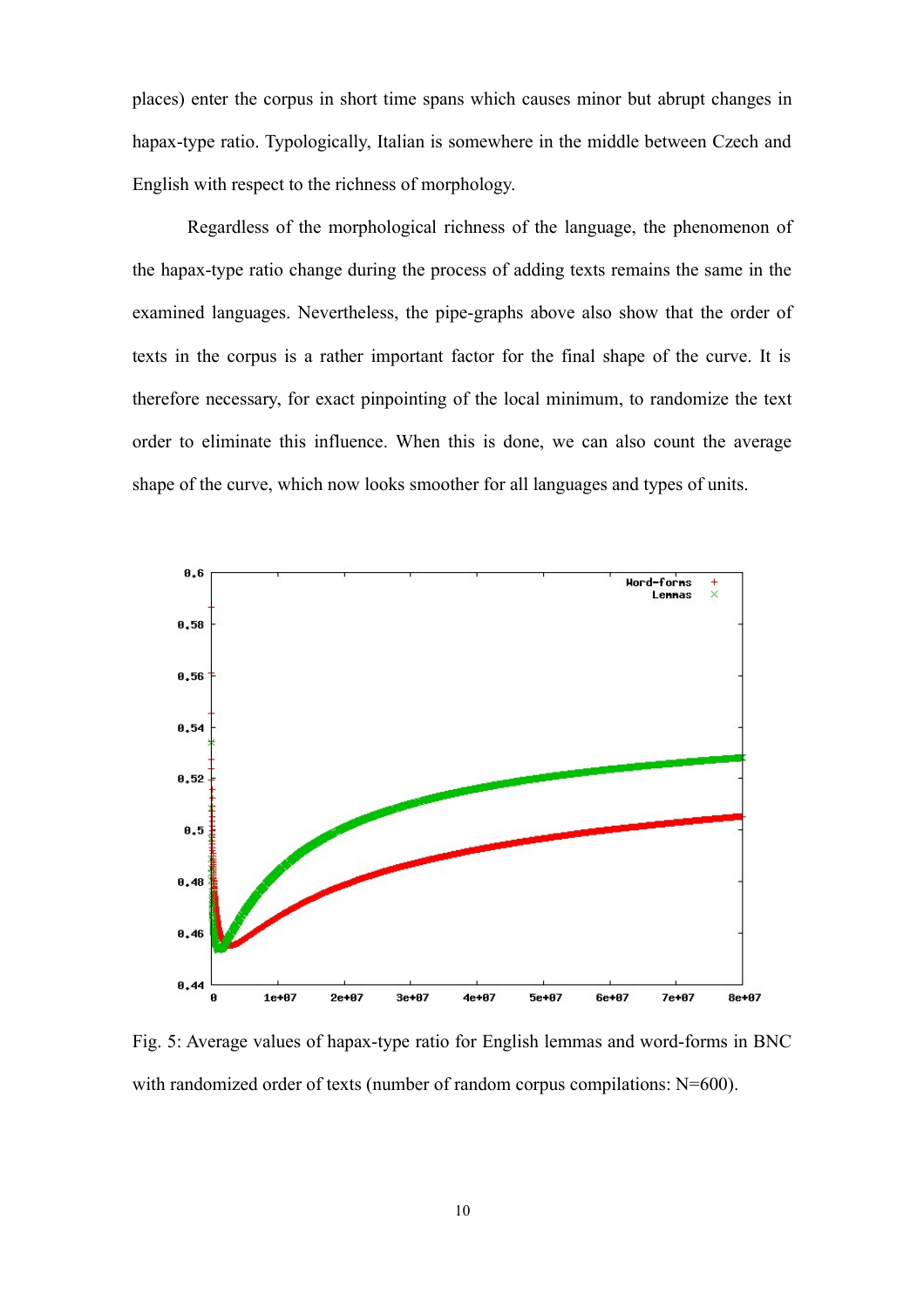places) enter the corpus in short time spans which causes minor but abrupt changes in hapax-type ratio. Typologically, Italian is somewhere in the middle between Czech and English with respect to the richness of morphology.

Regardless of the morphological richness of the language, the phenomenon of the hapax-type ratio change during the process of adding texts remains the same in the examined languages. Nevertheless, the pipe-graphs above also show that the order of texts in the corpus is a rather important factor for the final shape of the curve. It is therefore necessary, for exact pinpointing of the local minimum, to randomize the text order to eliminate this influence. When this is done, we can also count the average shape of the curve, which now looks smoother for all languages and types of units.

Fig. 5: Average values of hapax-type ratio for English lemmas and word-forms in BNC with randomized order of texts (number of random corpus compilations: N=600).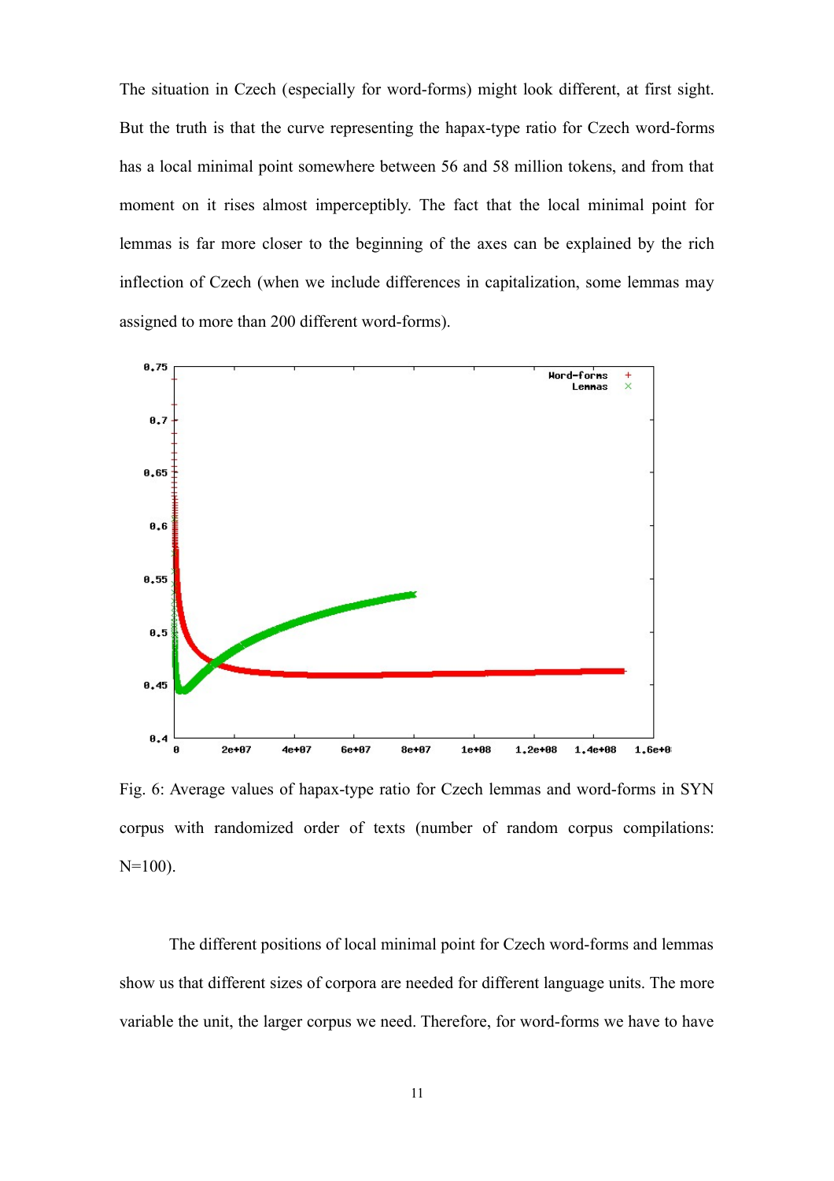The situation in Czech (especially for word-forms) might look different, at first sight. But the truth is that the curve representing the hapax-type ratio for Czech word-forms has a local minimal point somewhere between 56 and 58 million tokens, and from that moment on it rises almost imperceptibly. The fact that the local minimal point for lemmas is far more closer to the beginning of the axes can be explained by the rich inflection of Czech (when we include differences in capitalization, some lemmas may assigned to more than 200 different word-forms).

Fig. 6: Average values of hapax-type ratio for Czech lemmas and word-forms in SYN corpus with randomized order of texts (number of random corpus compilations: N=100).

The different positions of local minimal point for Czech word-forms and lemmas show us that different sizes of corpora are needed for different language units. The more variable the unit, the larger corpus we need. Therefore, for word-forms we have to have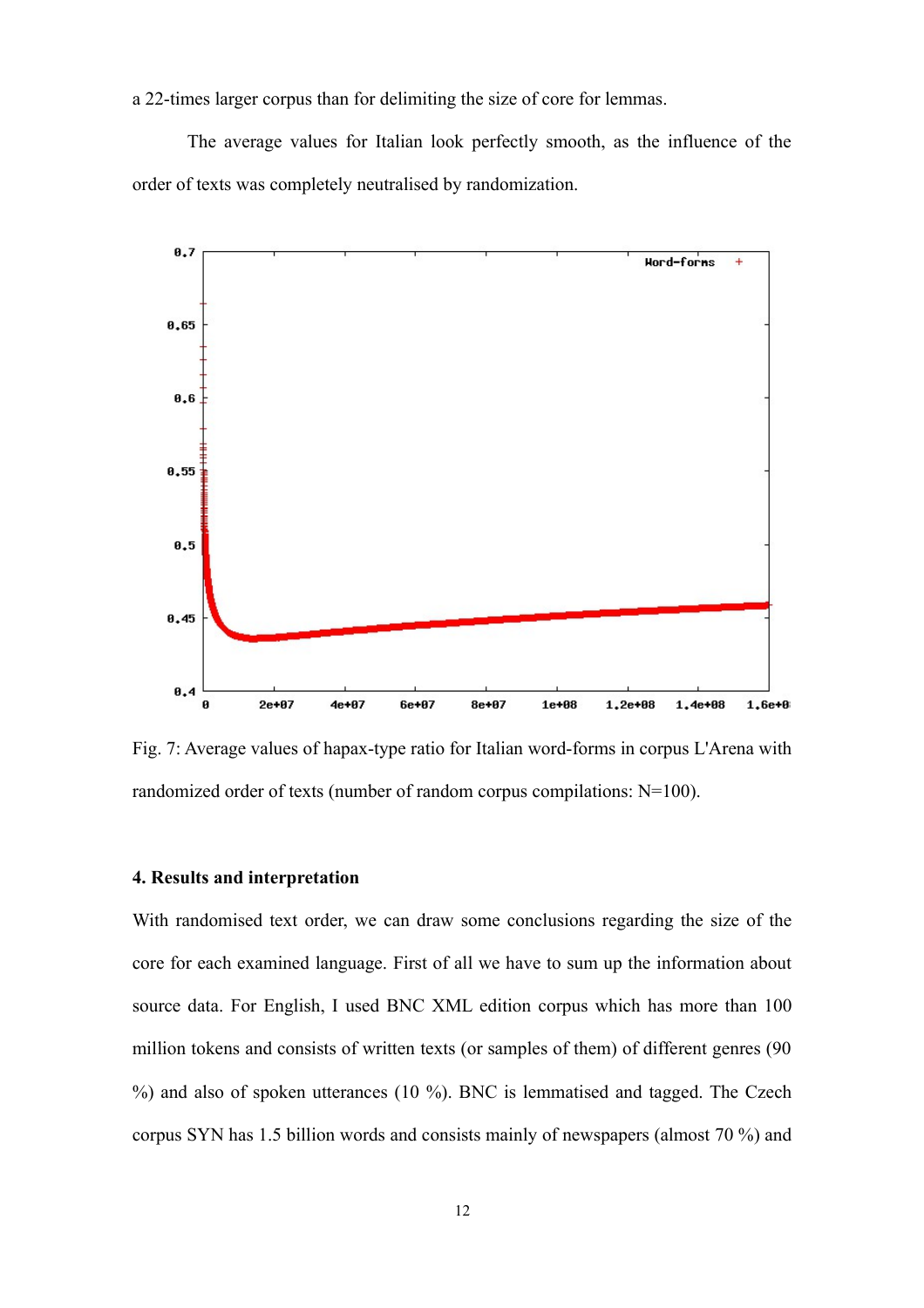a 22-times larger corpus than for delimiting the size of core for lemmas.

The average values for Italian look perfectly smooth, as the influence of the order of texts was completely neutralised by randomization.

Fig. 7: Average values of hapax-type ratio for Italian word-forms in corpus L'Arena with randomized order of texts (number of random corpus compilations: N=100).

### 4. Results and interpretation

With randomised text order, we can draw some conclusions regarding the size of the core for each examined language. First of all we have to sum up the information about source data. For English, I used BNC XML edition corpus which has more than 100 million tokens and consists of written texts (or samples of them) of different genres (90 %) and also of spoken utterances (10 %). BNC is lemmatised and tagged. The Czech corpus SYN has 1.5 billion words and consists mainly of newspapers (almost 70 %) and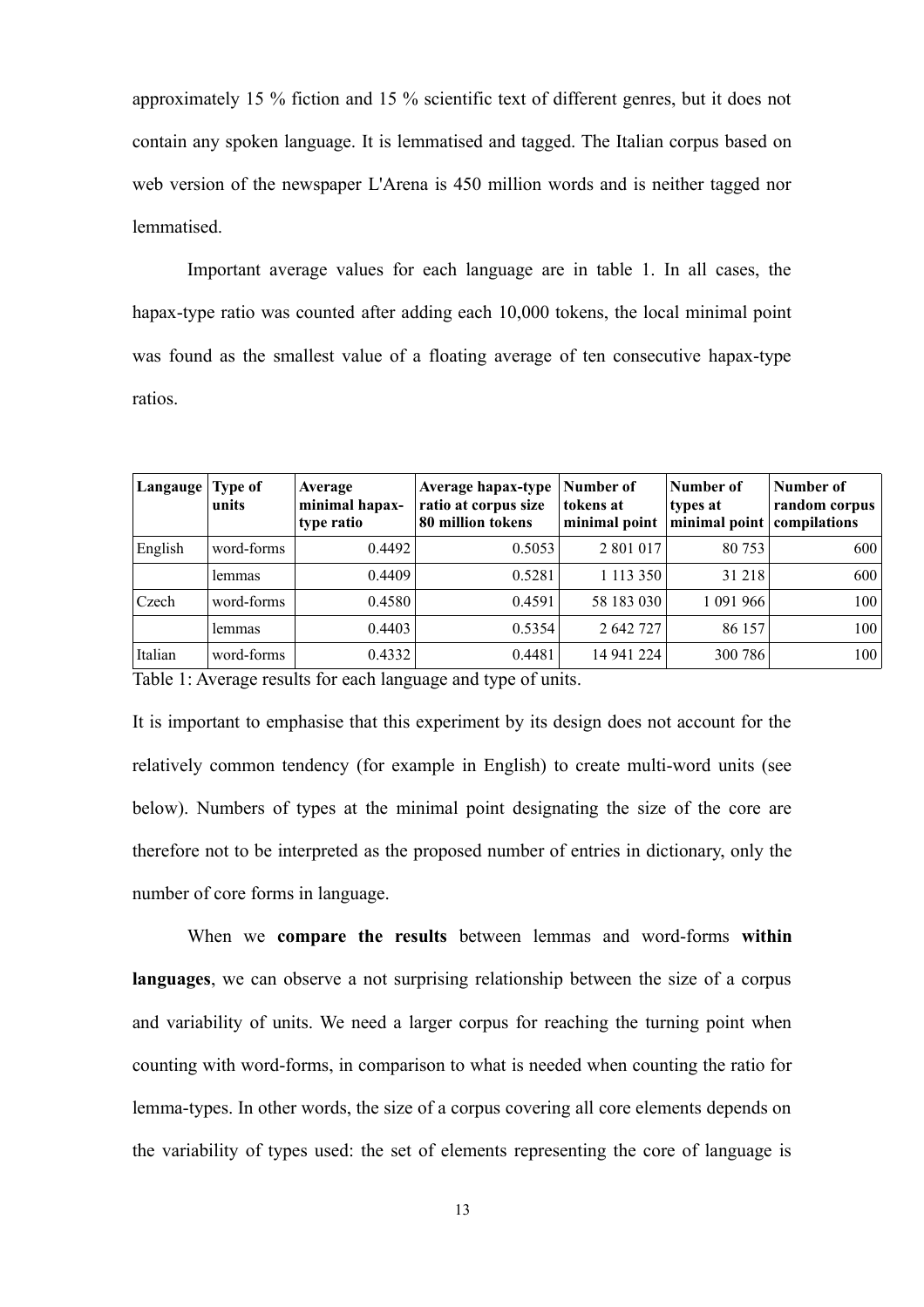approximately 15 % fiction and 15 % scientific text of different genres, but it does not contain any spoken language. It is lemmatised and tagged. The Italian corpus based on web version of the newspaper L'Arena is 450 million words and is neither tagged nor lemmatised.

Important average values for each language are in table 1. In all cases, the hapax-type ratio was counted after adding each 10,000 tokens, the local minimal point was found as the smallest value of a floating average of ten consecutive hapax-type ratios.

| Langauge | Type of units | Average minimal hapax-type ratio | Average hapax-type ratio at corpus size 80 million tokens | Number of tokens at minimal point | Number of types at minimal point | Number of random corpus compilations |
|---|---|---|---|---|---|---|
| English | word-forms | 0.4492 | 0.5053 | 2 801 017 | 80 753 | 600 |
| | lemmas | 0.4409 | 0.5281 | 1 113 350 | 31 218 | 600 |
| Czech | word-forms | 0.4580 | 0.4591 | 58 183 030 | 1 091 966 | 100 |
| | lemmas | 0.4403 | 0.5354 | 2 642 727 | 86 157 | 100 |
| Italian | word-forms | 0.4332 | 0.4481 | 14 941 224 | 300 786 | 100 |

Table 1: Average results for each language and type of units.

It is important to emphasise that this experiment by its design does not account for the relatively common tendency (for example in English) to create multi-word units (see below). Numbers of types at the minimal point designating the size of the core are therefore not to be interpreted as the proposed number of entries in dictionary, only the number of core forms in language.

When we **compare the results** between lemmas and word-forms **within languages**, we can observe a not surprising relationship between the size of a corpus and variability of units. We need a larger corpus for reaching the turning point when counting with word-forms, in comparison to what is needed when counting the ratio for lemma-types. In other words, the size of a corpus covering all core elements depends on the variability of types used: the set of elements representing the core of language is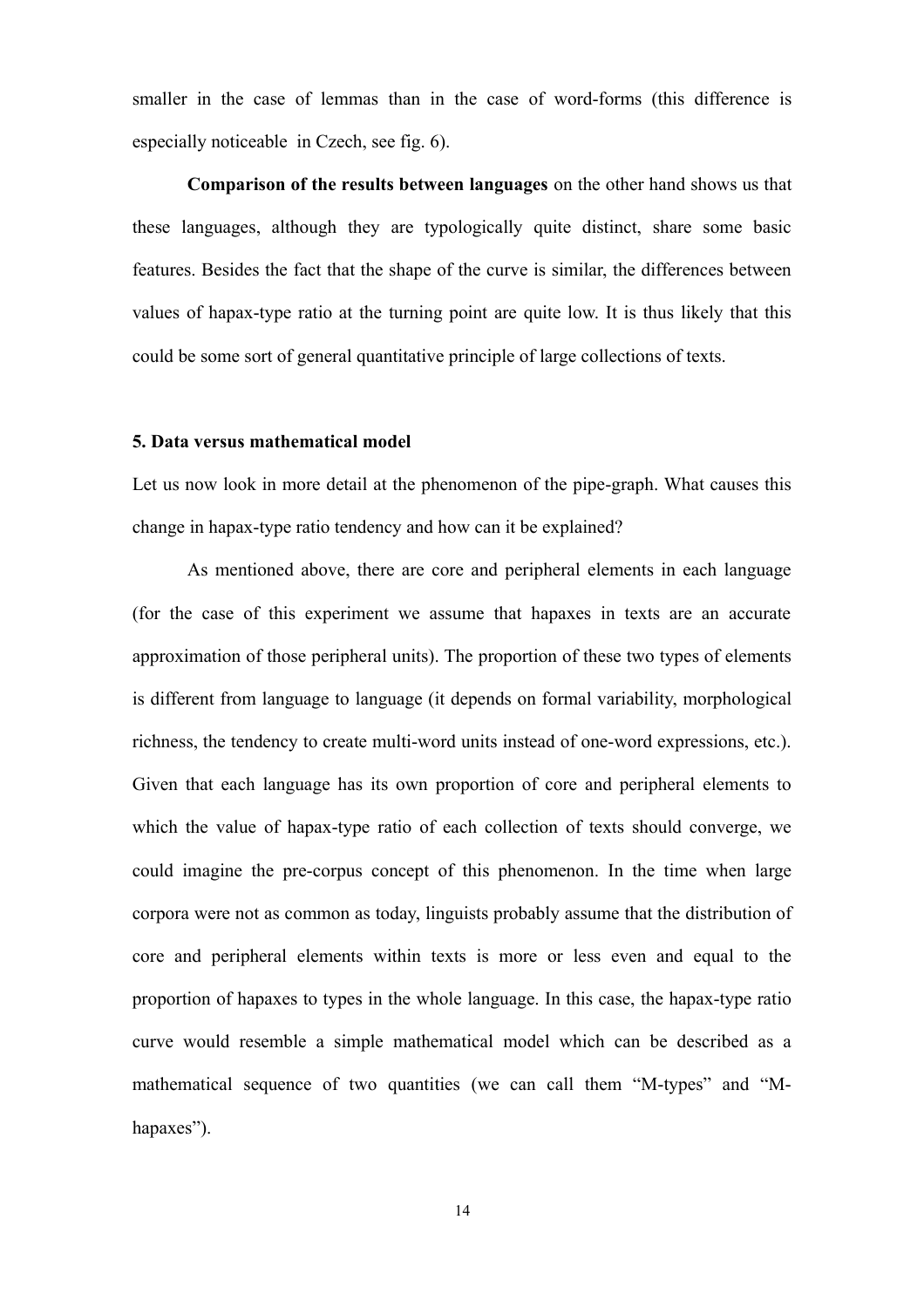smaller in the case of lemmas than in the case of word-forms (this difference is especially noticeable in Czech, see fig. 6).

**Comparison of the results between languages** on the other hand shows us that these languages, although they are typologically quite distinct, share some basic features. Besides the fact that the shape of the curve is similar, the differences between values of hapax-type ratio at the turning point are quite low. It is thus likely that this could be some sort of general quantitative principle of large collections of texts.

### 5. Data versus mathematical model

Let us now look in more detail at the phenomenon of the pipe-graph. What causes this change in hapax-type ratio tendency and how can it be explained?

As mentioned above, there are core and peripheral elements in each language (for the case of this experiment we assume that hapaxes in texts are an accurate approximation of those peripheral units). The proportion of these two types of elements is different from language to language (it depends on formal variability, morphological richness, the tendency to create multi-word units instead of one-word expressions, etc.). Given that each language has its own proportion of core and peripheral elements to which the value of hapax-type ratio of each collection of texts should converge, we could imagine the pre-corpus concept of this phenomenon. In the time when large corpora were not as common as today, linguists probably assume that the distribution of core and peripheral elements within texts is more or less even and equal to the proportion of hapaxes to types in the whole language. In this case, the hapax-type ratio curve would resemble a simple mathematical model which can be described as a mathematical sequence of two quantities (we can call them "M-types" and "M-hapaxes").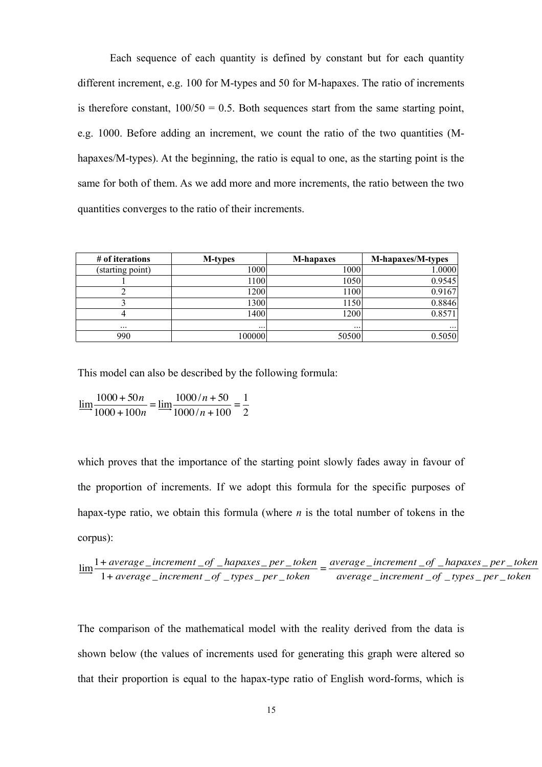Each sequence of each quantity is defined by constant but for each quantity different increment, e.g. 100 for M-types and 50 for M-hapaxes. The ratio of increments is therefore constant, 100/50 = 0.5. Both sequences start from the same starting point, e.g. 1000. Before adding an increment, we count the ratio of the two quantities (M-hapaxes/M-types). At the beginning, the ratio is equal to one, as the starting point is the same for both of them. As we add more and more increments, the ratio between the two quantities converges to the ratio of their increments.

| # of iterations | M-types | M-hapaxes | M-hapaxes/M-types |
|---|---|---|---|
| (starting point) | 1000 | 1000 | 1.0000 |
| 1 | 1100 | 1050 | 0.9545 |
| 2 | 1200 | 1100 | 0.9167 |
| 3 | 1300 | 1150 | 0.8846 |
| 4 | 1400 | 1200 | 0.8571 |
| ... | ... | ... | ... |
| 990 | 100000 | 50500 | 0.5050 |

This model can also be described by the following formula:

$$\lim_{\rightarrow} \frac{1000 + 50n}{1000 + 100n} = \lim_{\rightarrow} \frac{1000/n + 50}{1000/n + 100} = \frac{1}{2}$$

which proves that the importance of the starting point slowly fades away in favour of the proportion of increments. If we adopt this formula for the specific purposes of hapax-type ratio, we obtain this formula (where *n* is the total number of tokens in the corpus):

$$\lim_{\rightarrow} \frac{1 + average\_increment\_of\_hapaxes\_per\_token}{1 + average\_increment\_of\_types\_per\_token} = \frac{average\_increment\_of\_hapaxes\_per\_token}{average\_increment\_of\_types\_per\_token}$$

The comparison of the mathematical model with the reality derived from the data is shown below (the values of increments used for generating this graph were altered so that their proportion is equal to the hapax-type ratio of English word-forms, which is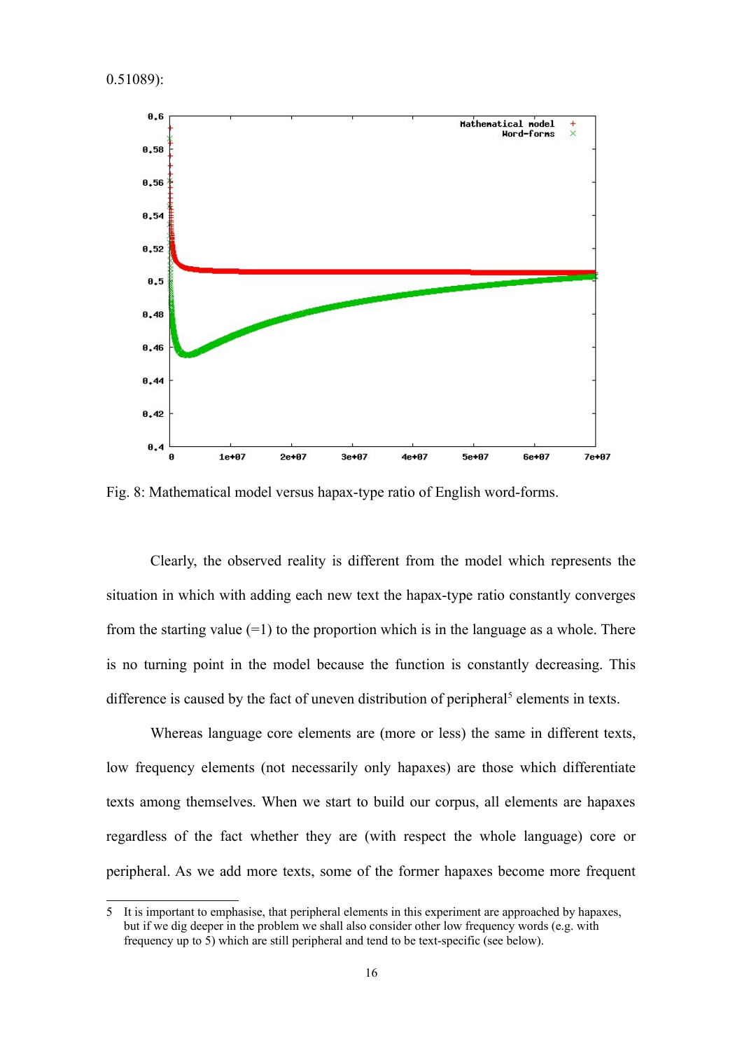0.51089):

Fig. 8: Mathematical model versus hapax-type ratio of English word-forms.

Clearly, the observed reality is different from the model which represents the situation in which with adding each new text the hapax-type ratio constantly converges from the starting value (=1) to the proportion which is in the language as a whole. There is no turning point in the model because the function is constantly decreasing. This difference is caused by the fact of uneven distribution of peripheral[5] elements in texts.

Whereas language core elements are (more or less) the same in different texts, low frequency elements (not necessarily only hapaxes) are those which differentiate texts among themselves. When we start to build our corpus, all elements are hapaxes regardless of the fact whether they are (with respect the whole language) core or peripheral. As we add more texts, some of the former hapaxes become more frequent

---

5 It is important to emphasise, that peripheral elements in this experiment are approached by hapaxes, but if we dig deeper in the problem we shall also consider other low frequency words (e.g. with frequency up to 5) which are still peripheral and tend to be text-specific (see below).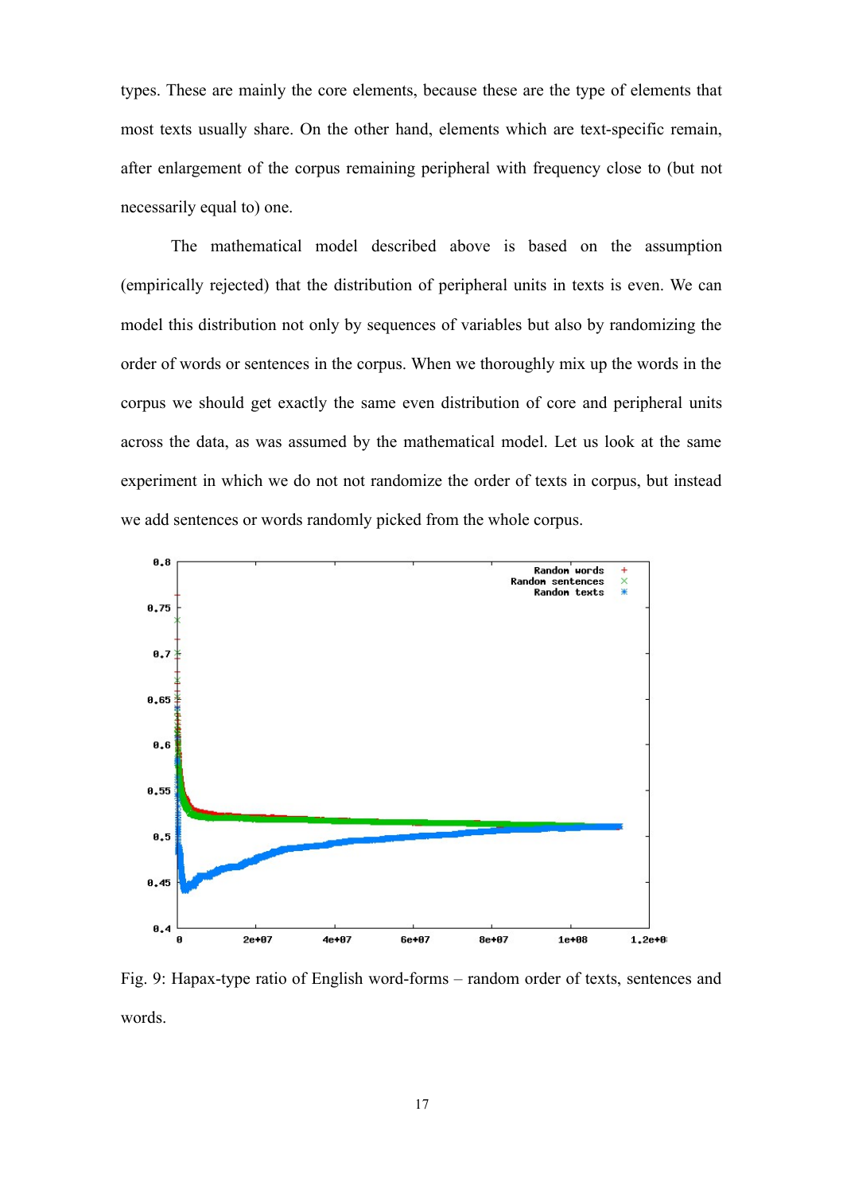types. These are mainly the core elements, because these are the type of elements that most texts usually share. On the other hand, elements which are text-specific remain, after enlargement of the corpus remaining peripheral with frequency close to (but not necessarily equal to) one.

The mathematical model described above is based on the assumption (empirically rejected) that the distribution of peripheral units in texts is even. We can model this distribution not only by sequences of variables but also by randomizing the order of words or sentences in the corpus. When we thoroughly mix up the words in the corpus we should get exactly the same even distribution of core and peripheral units across the data, as was assumed by the mathematical model. Let us look at the same experiment in which we do not not randomize the order of texts in corpus, but instead we add sentences or words randomly picked from the whole corpus.

Fig. 9: Hapax-type ratio of English word-forms – random order of texts, sentences and words.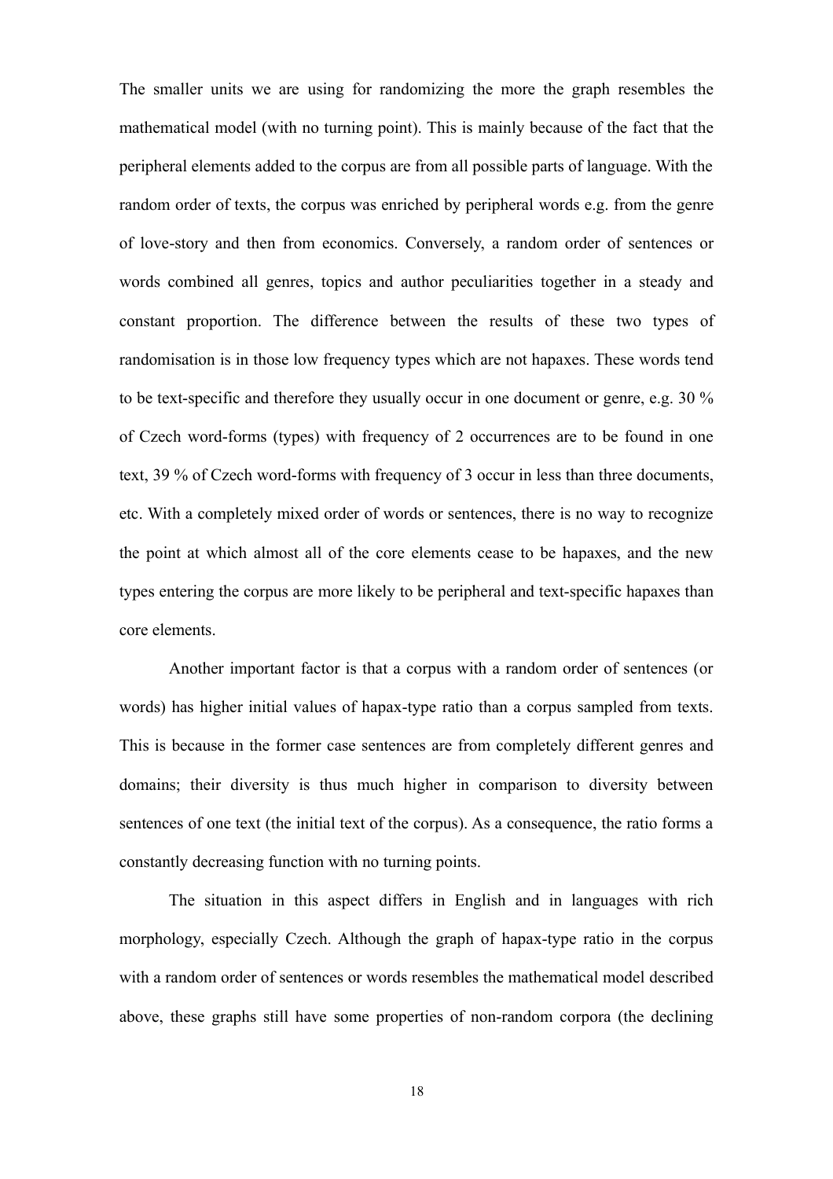The smaller units we are using for randomizing the more the graph resembles the mathematical model (with no turning point). This is mainly because of the fact that the peripheral elements added to the corpus are from all possible parts of language. With the random order of texts, the corpus was enriched by peripheral words e.g. from the genre of love-story and then from economics. Conversely, a random order of sentences or words combined all genres, topics and author peculiarities together in a steady and constant proportion. The difference between the results of these two types of randomisation is in those low frequency types which are not hapaxes. These words tend to be text-specific and therefore they usually occur in one document or genre, e.g. 30 % of Czech word-forms (types) with frequency of 2 occurrences are to be found in one text, 39 % of Czech word-forms with frequency of 3 occur in less than three documents, etc. With a completely mixed order of words or sentences, there is no way to recognize the point at which almost all of the core elements cease to be hapaxes, and the new types entering the corpus are more likely to be peripheral and text-specific hapaxes than core elements.

Another important factor is that a corpus with a random order of sentences (or words) has higher initial values of hapax-type ratio than a corpus sampled from texts. This is because in the former case sentences are from completely different genres and domains; their diversity is thus much higher in comparison to diversity between sentences of one text (the initial text of the corpus). As a consequence, the ratio forms a constantly decreasing function with no turning points.

The situation in this aspect differs in English and in languages with rich morphology, especially Czech. Although the graph of hapax-type ratio in the corpus with a random order of sentences or words resembles the mathematical model described above, these graphs still have some properties of non-random corpora (the declining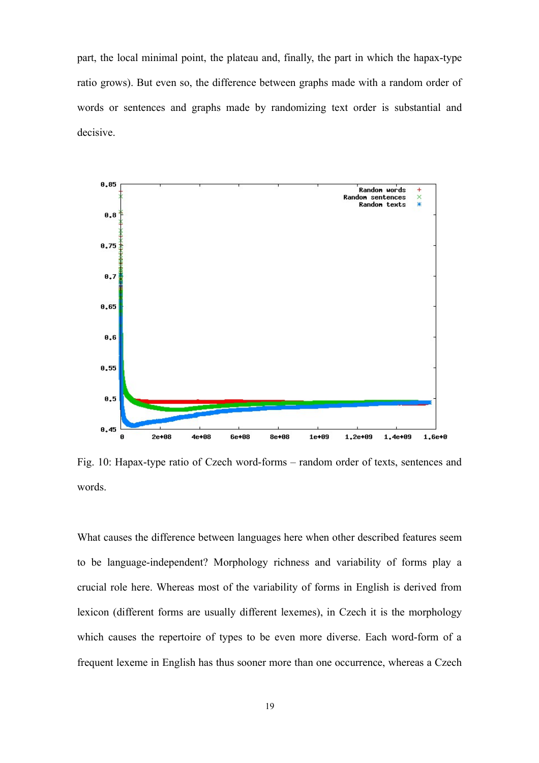part, the local minimal point, the plateau and, finally, the part in which the hapax-type ratio grows). But even so, the difference between graphs made with a random order of words or sentences and graphs made by randomizing text order is substantial and decisive.

Fig. 10: Hapax-type ratio of Czech word-forms – random order of texts, sentences and words.

What causes the difference between languages here when other described features seem to be language-independent? Morphology richness and variability of forms play a crucial role here. Whereas most of the variability of forms in English is derived from lexicon (different forms are usually different lexemes), in Czech it is the morphology which causes the repertoire of types to be even more diverse. Each word-form of a frequent lexeme in English has thus sooner more than one occurrence, whereas a Czech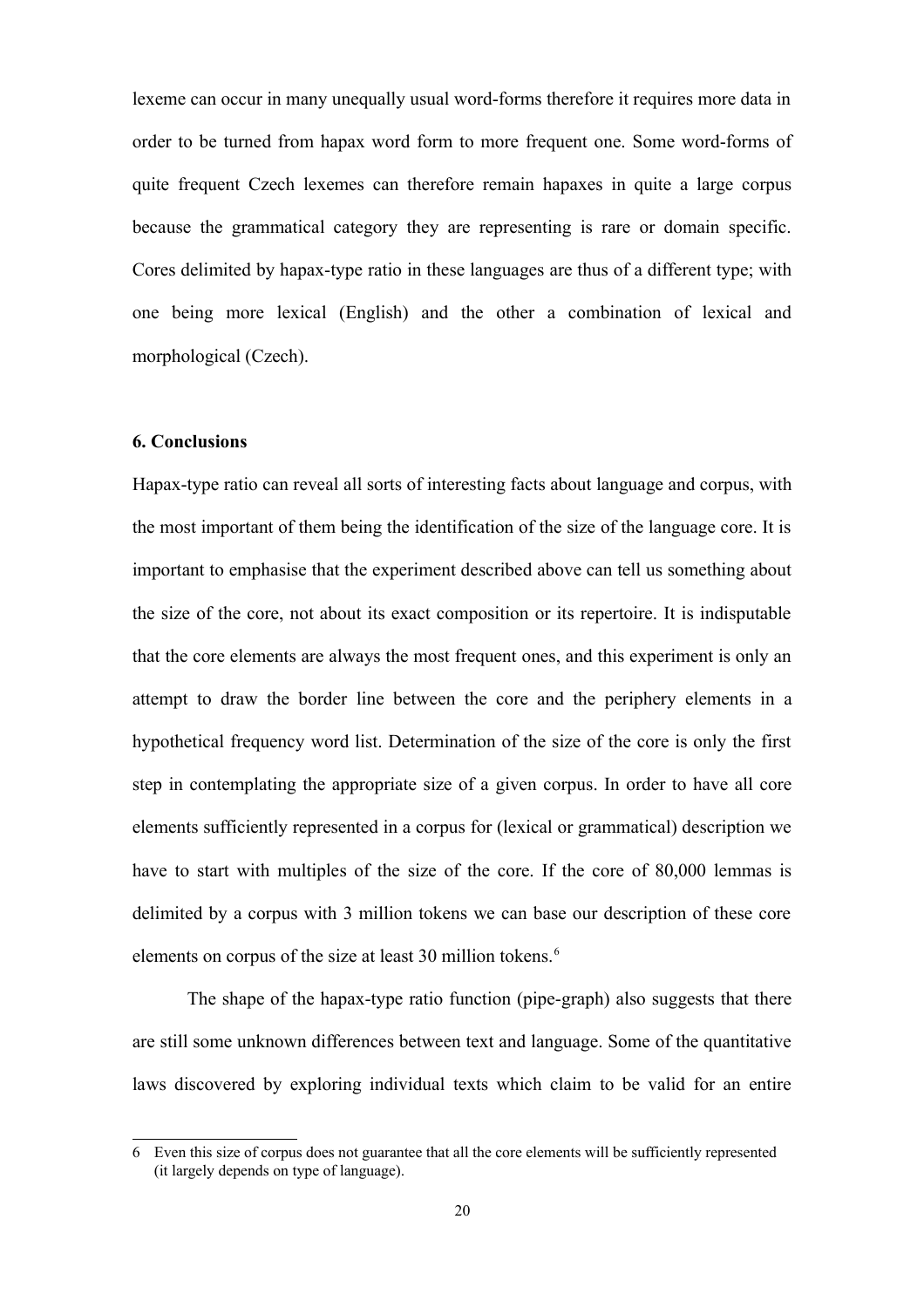lexeme can occur in many unequally usual word-forms therefore it requires more data in order to be turned from hapax word form to more frequent one. Some word-forms of quite frequent Czech lexemes can therefore remain hapaxes in quite a large corpus because the grammatical category they are representing is rare or domain specific. Cores delimited by hapax-type ratio in these languages are thus of a different type; with one being more lexical (English) and the other a combination of lexical and morphological (Czech).

### 6. Conclusions

Hapax-type ratio can reveal all sorts of interesting facts about language and corpus, with the most important of them being the identification of the size of the language core. It is important to emphasise that the experiment described above can tell us something about the size of the core, not about its exact composition or its repertoire. It is indisputable that the core elements are always the most frequent ones, and this experiment is only an attempt to draw the border line between the core and the periphery elements in a hypothetical frequency word list. Determination of the size of the core is only the first step in contemplating the appropriate size of a given corpus. In order to have all core elements sufficiently represented in a corpus for (lexical or grammatical) description we have to start with multiples of the size of the core. If the core of 80,000 lemmas is delimited by a corpus with 3 million tokens we can base our description of these core elements on corpus of the size at least 30 million tokens.[6]

The shape of the hapax-type ratio function (pipe-graph) also suggests that there are still some unknown differences between text and language. Some of the quantitative laws discovered by exploring individual texts which claim to be valid for an entire

---

6 Even this size of corpus does not guarantee that all the core elements will be sufficiently represented (it largely depends on type of language).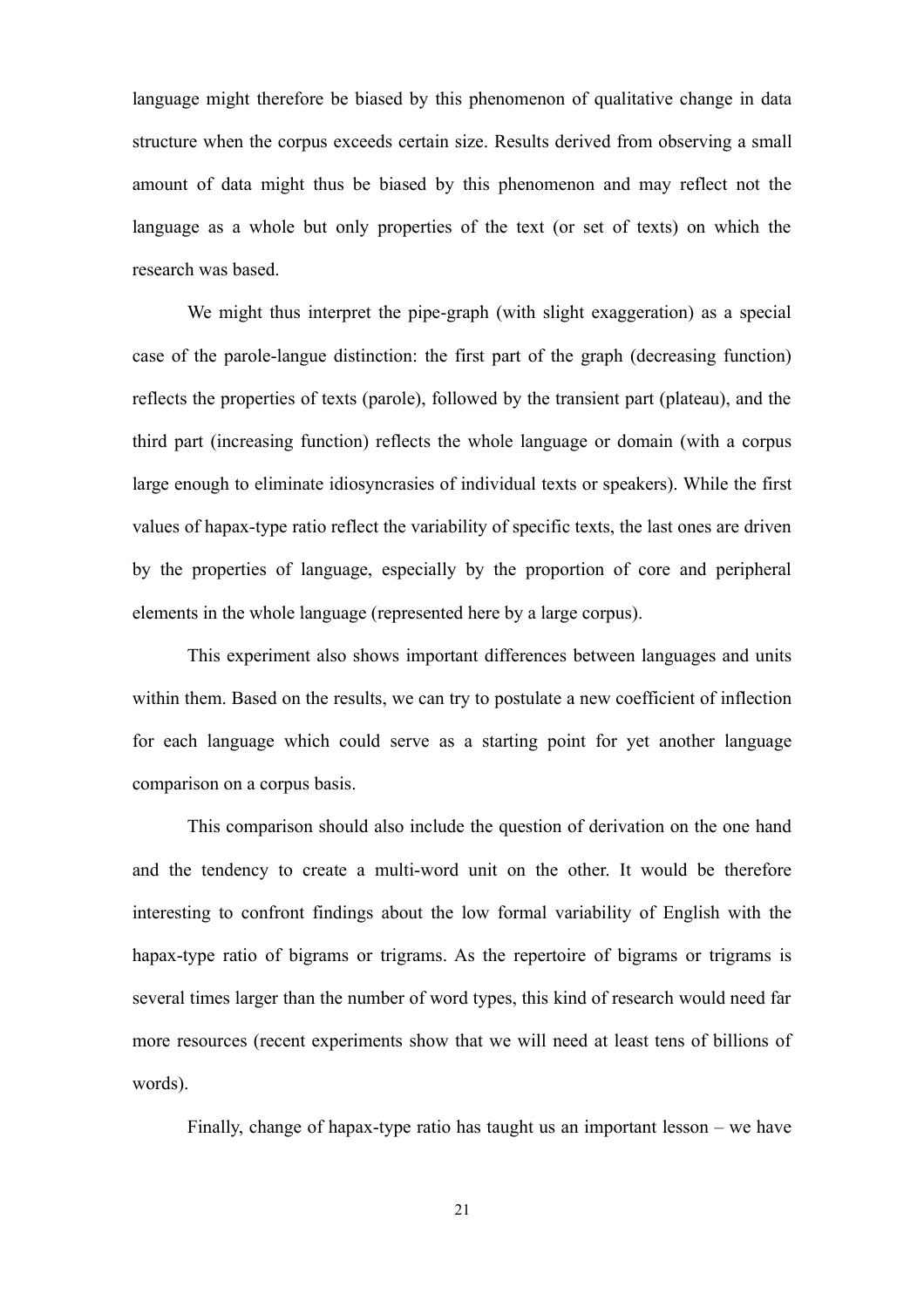language might therefore be biased by this phenomenon of qualitative change in data structure when the corpus exceeds certain size. Results derived from observing a small amount of data might thus be biased by this phenomenon and may reflect not the language as a whole but only properties of the text (or set of texts) on which the research was based.

We might thus interpret the pipe-graph (with slight exaggeration) as a special case of the parole-langue distinction: the first part of the graph (decreasing function) reflects the properties of texts (parole), followed by the transient part (plateau), and the third part (increasing function) reflects the whole language or domain (with a corpus large enough to eliminate idiosyncrasies of individual texts or speakers). While the first values of hapax-type ratio reflect the variability of specific texts, the last ones are driven by the properties of language, especially by the proportion of core and peripheral elements in the whole language (represented here by a large corpus).

This experiment also shows important differences between languages and units within them. Based on the results, we can try to postulate a new coefficient of inflection for each language which could serve as a starting point for yet another language comparison on a corpus basis.

This comparison should also include the question of derivation on the one hand and the tendency to create a multi-word unit on the other. It would be therefore interesting to confront findings about the low formal variability of English with the hapax-type ratio of bigrams or trigrams. As the repertoire of bigrams or trigrams is several times larger than the number of word types, this kind of research would need far more resources (recent experiments show that we will need at least tens of billions of words).

Finally, change of hapax-type ratio has taught us an important lesson – we have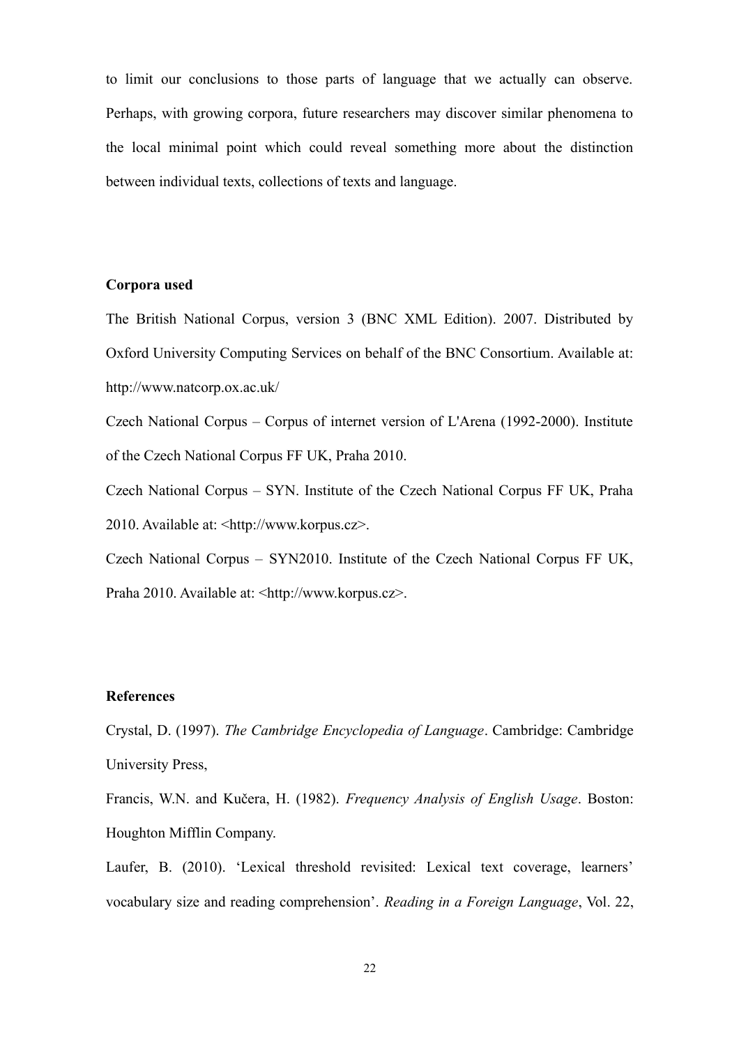to limit our conclusions to those parts of language that we actually can observe. Perhaps, with growing corpora, future researchers may discover similar phenomena to the local minimal point which could reveal something more about the distinction between individual texts, collections of texts and language.

**Corpora used**

The British National Corpus, version 3 (BNC XML Edition). 2007. Distributed by Oxford University Computing Services on behalf of the BNC Consortium. Available at: http://www.natcorp.ox.ac.uk/

Czech National Corpus – Corpus of internet version of L'Arena (1992-2000). Institute of the Czech National Corpus FF UK, Praha 2010.

Czech National Corpus – SYN. Institute of the Czech National Corpus FF UK, Praha 2010. Available at: <http://www.korpus.cz>.

Czech National Corpus – SYN2010. Institute of the Czech National Corpus FF UK, Praha 2010. Available at: <http://www.korpus.cz>.

**References**

Crystal, D. (1997). *The Cambridge Encyclopedia of Language*. Cambridge: Cambridge University Press,

Francis, W.N. and Kučera, H. (1982). *Frequency Analysis of English Usage*. Boston: Houghton Mifflin Company.

Laufer, B. (2010). 'Lexical threshold revisited: Lexical text coverage, learners' vocabulary size and reading comprehension'. *Reading in a Foreign Language*, Vol. 22,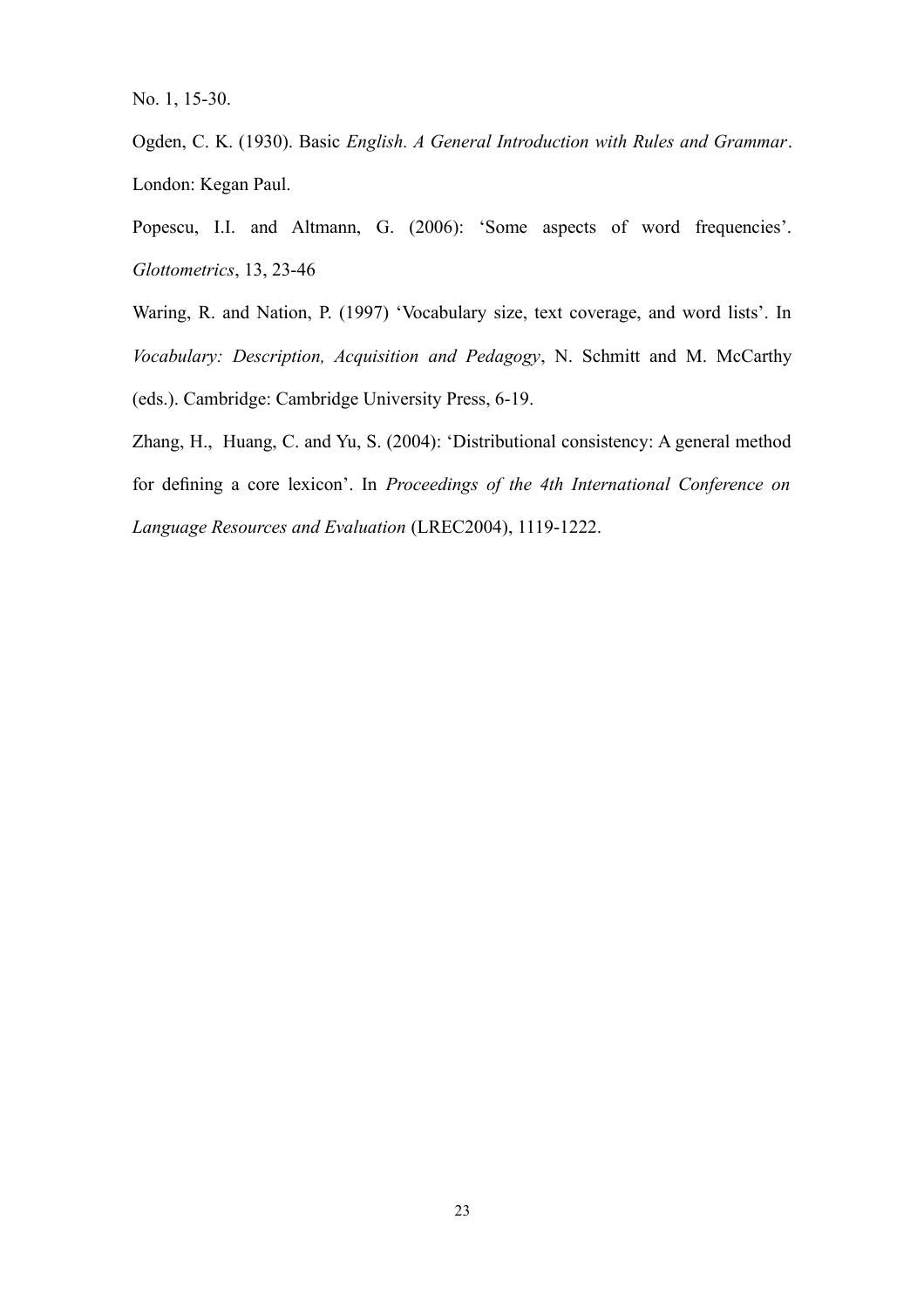No. 1, 15-30.

Ogden, C. K. (1930). Basic *English. A General Introduction with Rules and Grammar*. London: Kegan Paul.

Popescu, I.I. and Altmann, G. (2006): 'Some aspects of word frequencies'. *Glottometrics*, 13, 23-46

Waring, R. and Nation, P. (1997) 'Vocabulary size, text coverage, and word lists'. In *Vocabulary: Description, Acquisition and Pedagogy*, N. Schmitt and M. McCarthy (eds.). Cambridge: Cambridge University Press, 6-19.

Zhang, H., Huang, C. and Yu, S. (2004): 'Distributional consistency: A general method for defining a core lexicon'. In *Proceedings of the 4th International Conference on Language Resources and Evaluation* (LREC2004), 1119-1222.